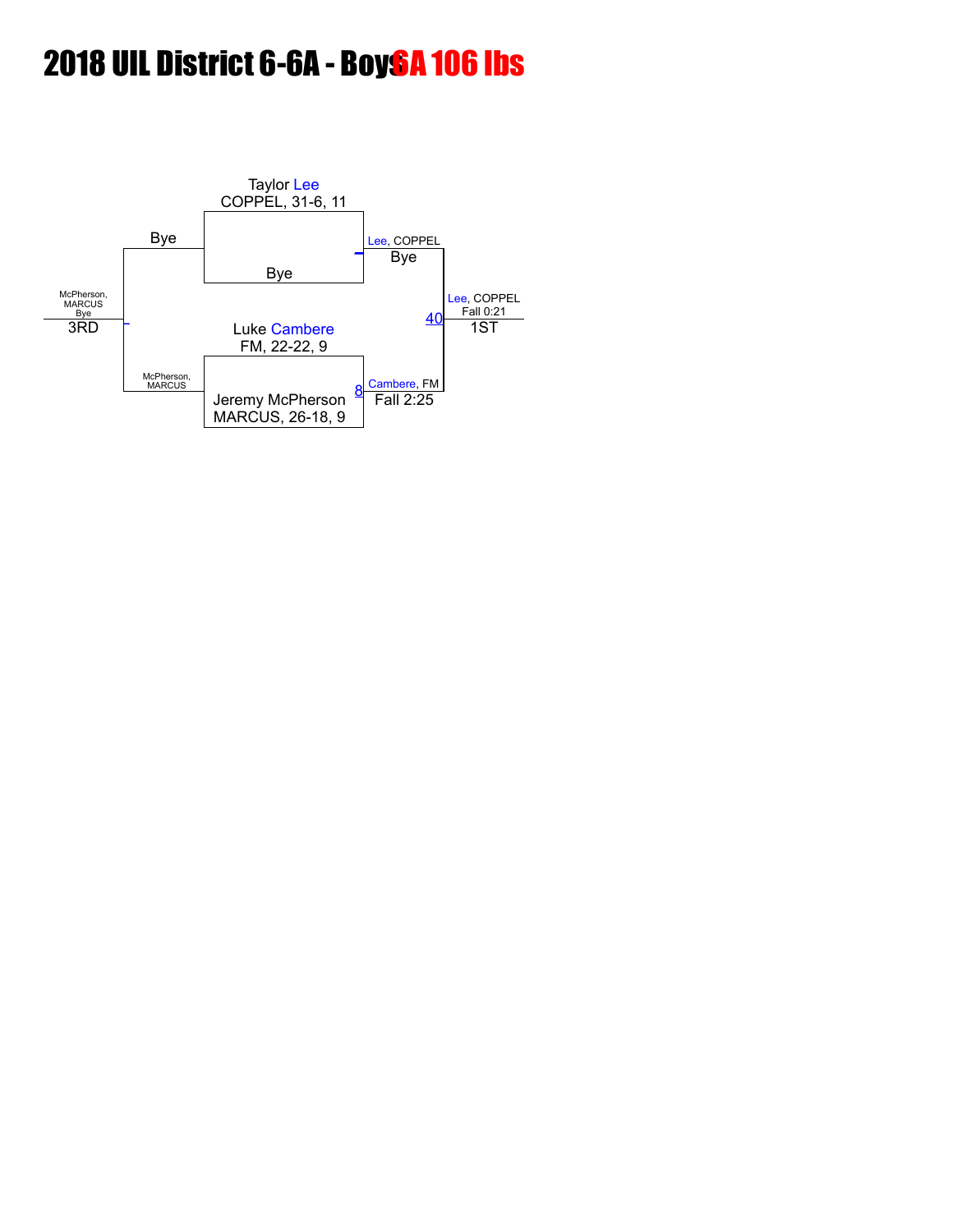# 2018 UIL District 6-6A - Boys6A 106 lbs

**Championship bracket**

- Taylor Lee, COPPEL, 31-6, 11 vs Bye → Lee, COPPEL (Bye)
- Luke Cambere, FM, 22-22, 9 vs Jeremy McPherson, MARCUS, 26-18, 9 → Bout 8: Cambere, FM (Fall 2:25)
- Final (Bout 40): Lee, COPPEL vs Cambere, FM → Lee, COPPEL (Fall 0:21) — 1ST

**Consolation bracket**

- Bye vs McPherson, MARCUS → McPherson, MARCUS (Bye) — 3RD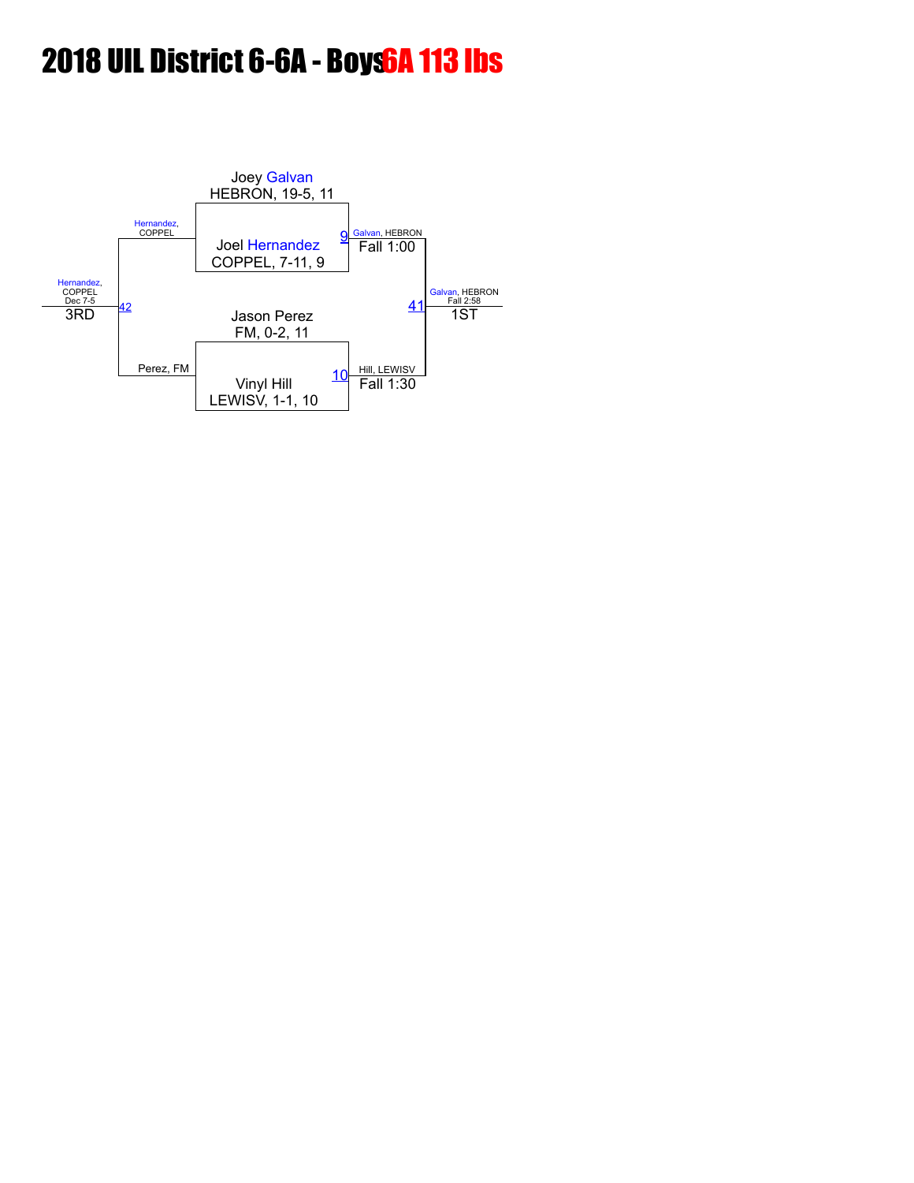# 2018 UIL District 6-6A - Boys6A 113 lbs

**Championship Bracket**

Joey Galvan
HEBRON, 19-5, 11

Joel Hernandez
COPPEL, 7-11, 9

Match 9: Galvan, HEBRON — Fall 1:00

Jason Perez
FM, 0-2, 11

Vinyl Hill
LEWISV, 1-1, 10

Match 10: Hill, LEWISV — Fall 1:30

Match 41: Galvan, HEBRON — Fall 2:58 — 1ST

**Consolation Bracket**

Hernandez, COPPEL

Perez, FM

Match 42: Hernandez, COPPEL — Dec 7-5 — 3RD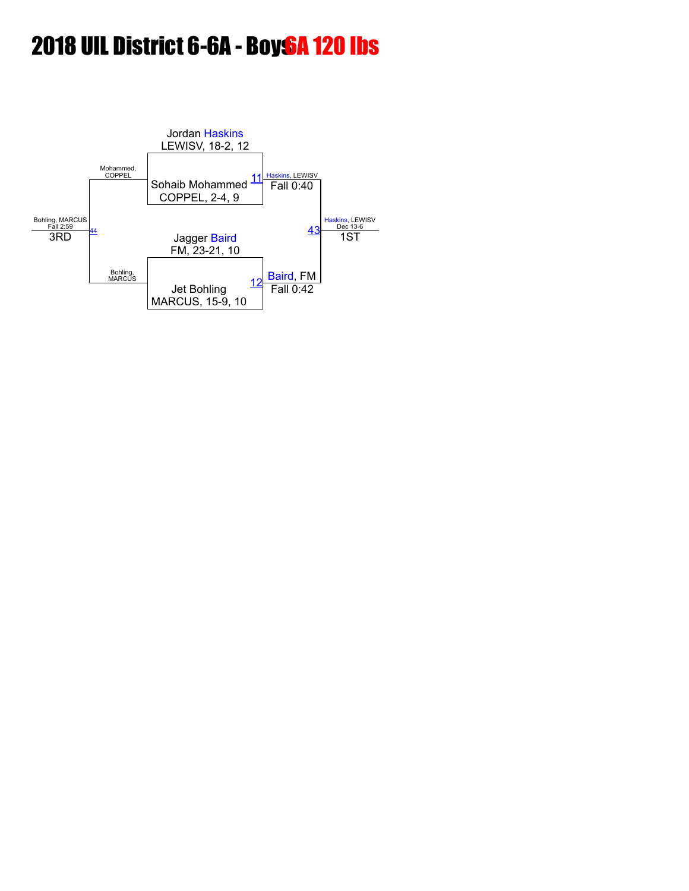# 2018 UIL District 6-6A - Boys 6A 120 lbs

**Championship Bracket**

- Match 11: Jordan Haskins (LEWISV, 18-2, 12) vs. Sohaib Mohammed (COPPEL, 2-4, 9) — Winner: Haskins, LEWISV — Fall 0:40
- Match 12: Jagger Baird (FM, 23-21, 10) vs. Jet Bohling (MARCUS, 15-9, 10) — Winner: Baird, FM — Fall 0:42
- Match 43: Haskins, LEWISV vs. Baird, FM — Winner: Haskins, LEWISV — Dec 13-6 — 1ST

**Consolation Bracket**

- Match 44: Mohammed, COPPEL vs. Bohling, MARCUS — Winner: Bohling, MARCUS — Fall 2:59 — 3RD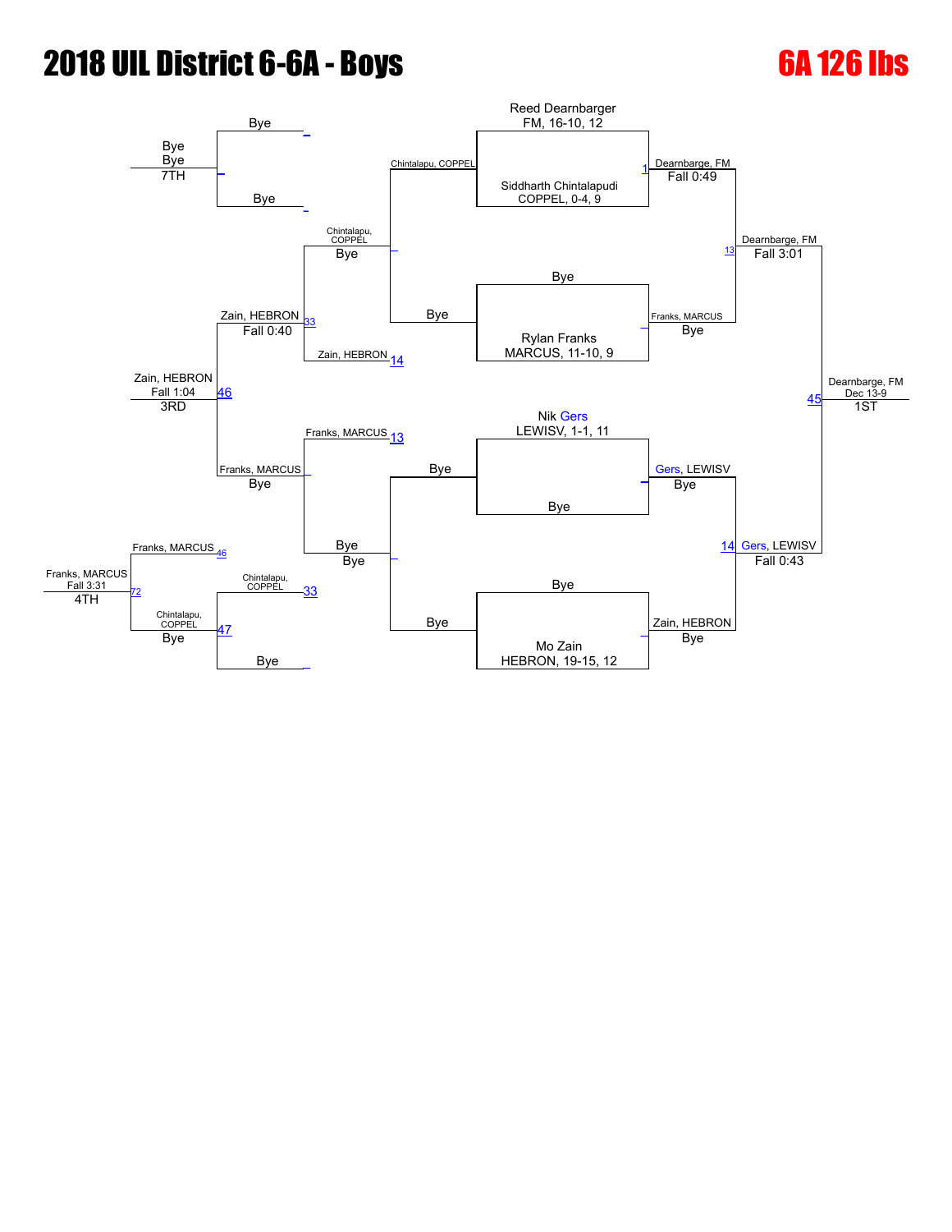# 2018 UIL District 6-6A - Boys

## 6A 126 lbs

### Championship Bracket

**First Round / Quarterfinals**

- Reed Dearnbarger, FM, 16-10, 12 vs Siddharth Chintalapudi, COPPEL, 0-4, 9 — Dearnbarge, FM, Fall 0:49 (1)
- Bye vs Rylan Franks, MARCUS, 11-10, 9 — Franks, MARCUS, Bye
- Nik Gers, LEWISV, 1-1, 11 vs Bye — Gers, LEWISV, Bye
- Bye vs Mo Zain, HEBRON, 19-15, 12 — Zain, HEBRON, Bye

**Semifinals**

- Dearnbarge, FM, Fall 3:01 (13)
- Gers, LEWISV, Fall 0:43 (14)

**Final**

- Dearnbarge, FM, Dec 13-9 (45) — 1ST

### Consolation Bracket

- Chintalapu, COPPEL vs Bye — Chintalapu, COPPEL, Bye
- Bye vs Zain, HEBRON (14)
- Zain, HEBRON, Fall 0:40 (33)
- Franks, MARCUS (13) vs Bye — Franks, MARCUS, Bye
- Zain, HEBRON, Fall 1:04 (46) — 3RD
- Bye vs Bye — Bye
- Chintalapu, COPPEL (33) vs Bye — Chintalapu, COPPEL, Bye (47)
- Franks, MARCUS (46) vs Chintalapu, COPPEL — Franks, MARCUS, Fall 3:31 (72) — 4TH
- Bye vs Bye — Bye, Bye — 7TH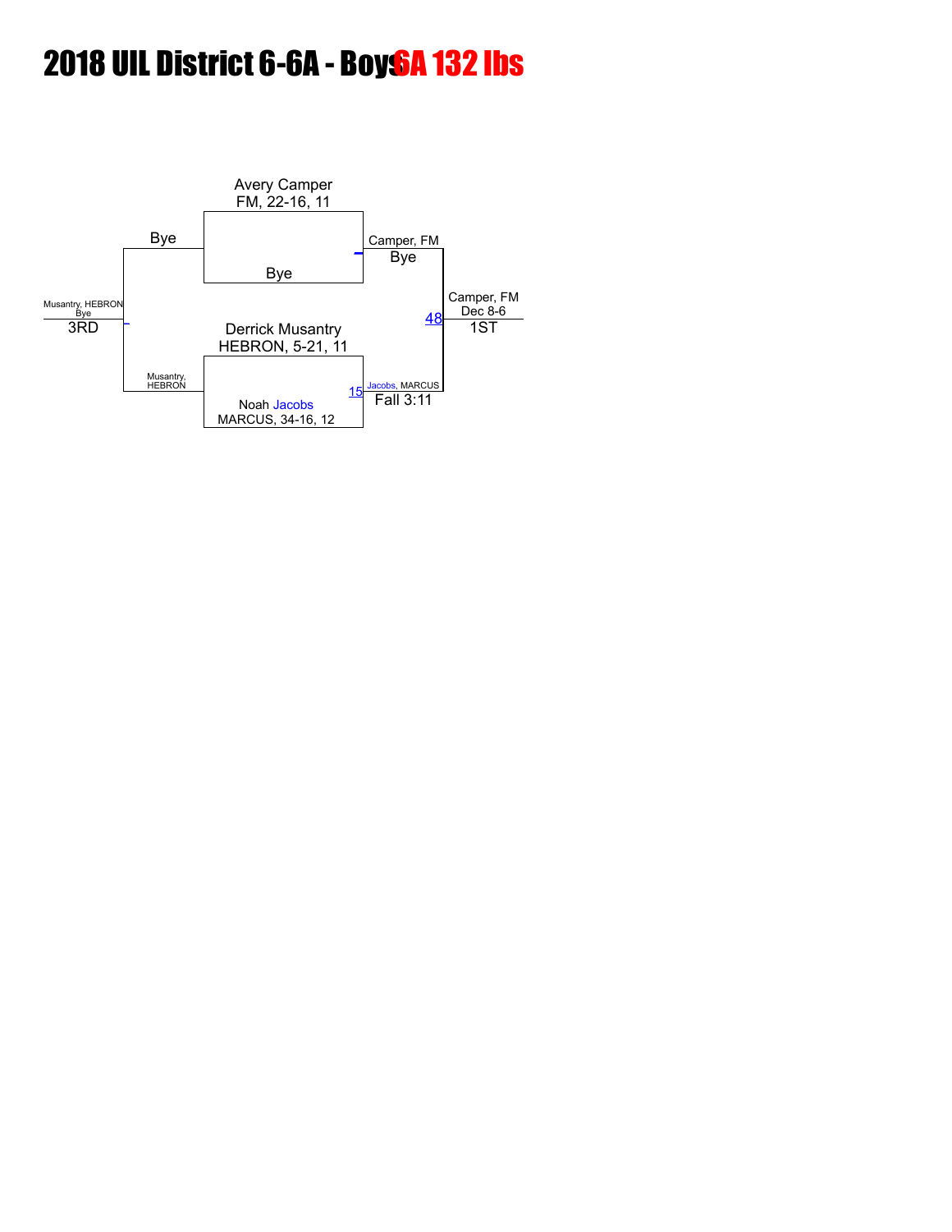# 2018 UIL District 6-6A - Boys 6A 132 lbs

Avery Camper
FM, 22-16, 11

Bye

Bye

Camper, FM
Bye

Camper, FM
Dec 8-6
48
1ST

Musantry, HEBRON
Bye
3RD

Derrick Musantry
HEBRON, 5-21, 11

Musantry, HEBRON

Noah Jacobs
MARCUS, 34-16, 12

15
Jacobs, MARCUS
Fall 3:11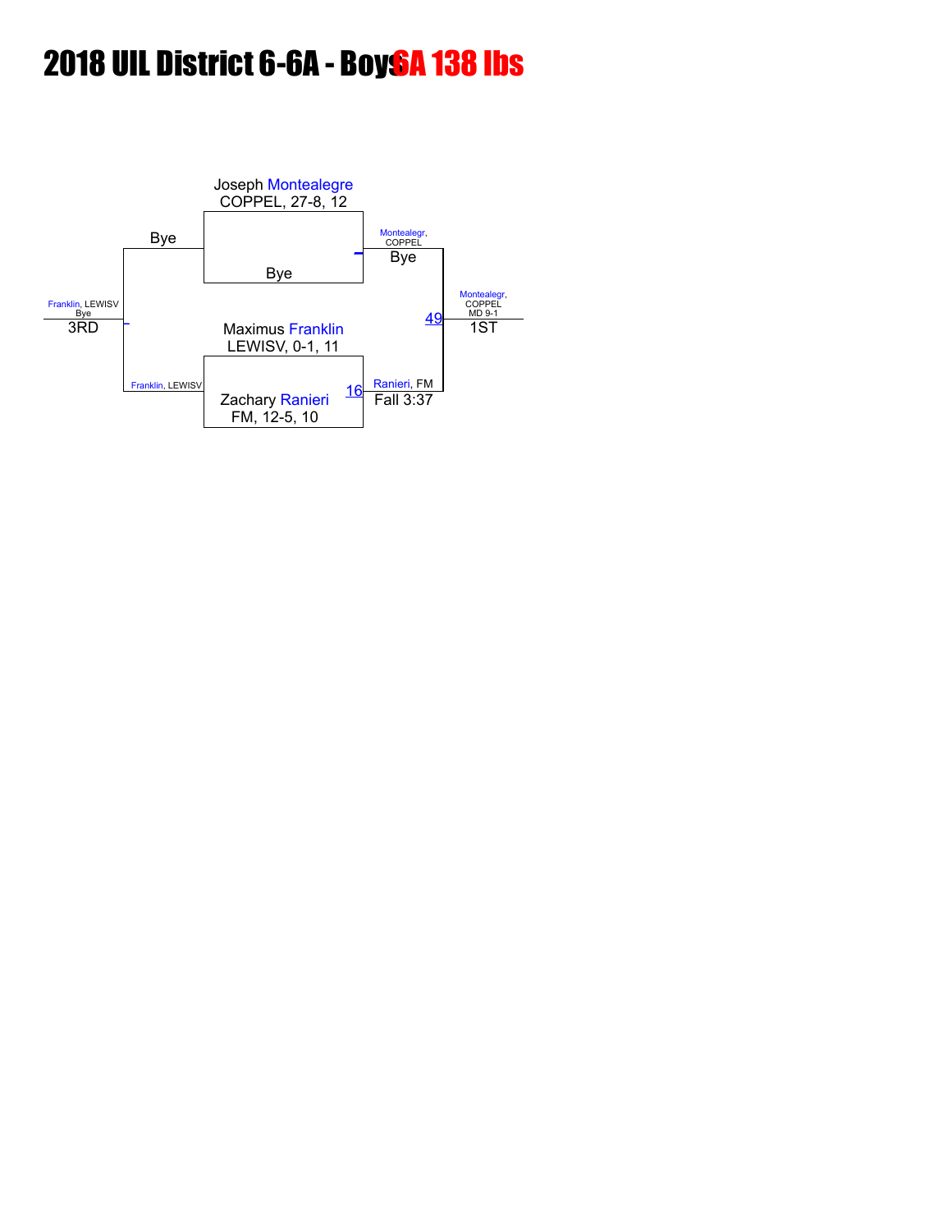# 2018 UIL District 6-6A - Boys 6A 138 lbs

Joseph Montealegre
COPPEL, 27-8, 12

Bye

Bye

Montealegr, COPPEL
Bye

Maximus Franklin
LEWISV, 0-1, 11

Zachary Ranieri
FM, 12-5, 10

16

Ranieri, FM
Fall 3:37

49

Montealegr, COPPEL
MD 9-1

1ST

Franklin, LEWISV

Franklin, LEWISV
Bye

3RD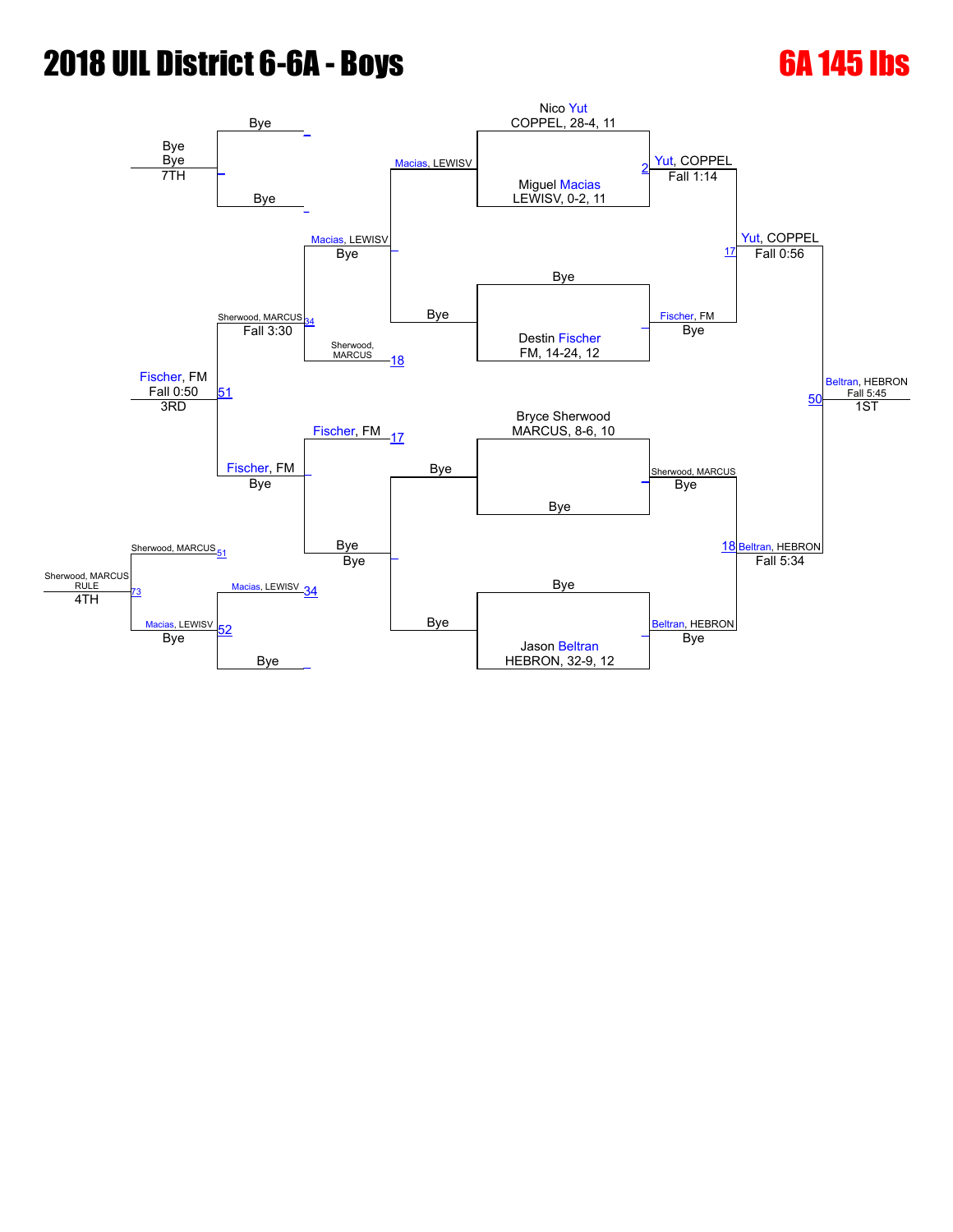# 2018 UIL District 6-6A - Boys

## 6A 145 lbs

### Championship Bracket

**Round 1**

- Nico Yut, COPPEL, 28-4, 11 vs. Miguel Macias, LEWISV, 0-2, 11 — Winner: Yut, COPPEL, Fall 1:14 (Match 2)
- Bye vs. Destin Fischer, FM, 14-24, 12 — Winner: Fischer, FM, Bye
- Bryce Sherwood, MARCUS, 8-6, 10 vs. Bye — Winner: Sherwood, MARCUS, Bye
- Bye vs. Jason Beltran, HEBRON, 32-9, 12 — Winner: Beltran, HEBRON, Bye

**Semifinals**

- Yut, COPPEL vs. Fischer, FM — Winner: Yut, COPPEL, Fall 0:56 (Match 17)
- Sherwood, MARCUS vs. Beltran, HEBRON — Winner: Beltran, HEBRON, Fall 5:34 (Match 18)

**Final**

- Yut, COPPEL vs. Beltran, HEBRON — Winner: Beltran, HEBRON, Fall 5:45 (Match 50) — 1ST

### Consolation Bracket

- Macias, LEWISV vs. Bye — Winner: Macias, LEWISV, Bye
- Bye vs. Bye — Winner: Bye
- Macias, LEWISV vs. Sherwood, MARCUS (Match 18 loser) — Winner: Sherwood, MARCUS, Fall 3:30 (Match 34)
- Fischer, FM (Match 17 loser) vs. Bye — Winner: Fischer, FM, Bye
- Sherwood, MARCUS vs. Fischer, FM — Winner: Fischer, FM, Fall 0:50 (Match 51) — 3RD

### 7th Place

- Bye vs. Bye — Bye, 7TH

### 4th Place

- Sherwood, MARCUS (Match 51) vs. Macias, LEWISV (Match 34, Match 52) — Winner: Sherwood, MARCUS, RULE (Match 73) — 4TH
- Macias, LEWISV, Bye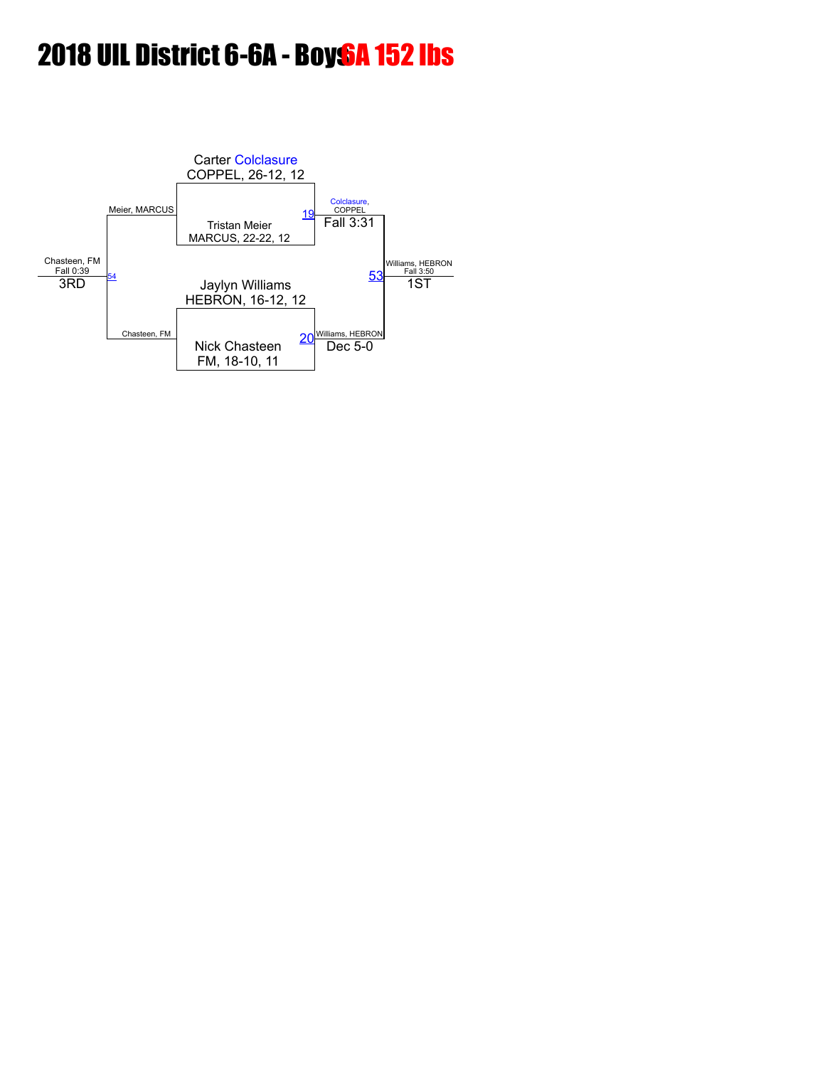# 2018 UIL District 6-6A - Boys 6A 152 lbs

Carter Colclasure
COPPEL, 26-12, 12

Meier, MARCUS

19

Colclasure, COPPEL
Fall 3:31

Tristan Meier
MARCUS, 22-22, 12

Chasteen, FM
Fall 0:39
3RD

54

53

Williams, HEBRON
Fall 3:50
1ST

Jaylyn Williams
HEBRON, 16-12, 12

Chasteen, FM

20

Williams, HEBRON
Dec 5-0

Nick Chasteen
FM, 18-10, 11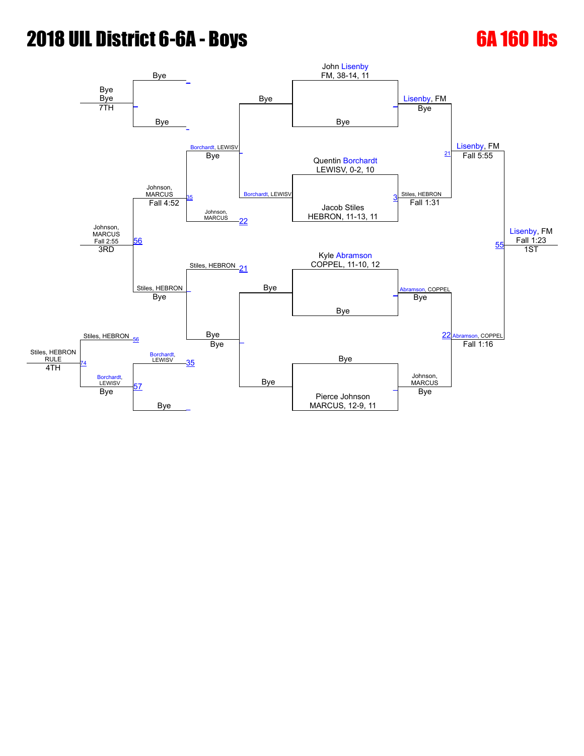# 2018 UIL District 6-6A - Boys

## 6A 160 lbs

### Championship Bracket

**First Round**

- John Lisenby, FM, 38-14, 11 vs. Bye → Lisenby, FM (Bye)
- Quentin Borchardt, LEWISV, 0-2, 10 vs. Jacob Stiles, HEBRON, 11-13, 11 → Stiles, HEBRON (Fall 1:31)
- Kyle Abramson, COPPEL, 11-10, 12 vs. Bye → Abramson, COPPEL (Bye)
- Bye vs. Pierce Johnson, MARCUS, 12-9, 11 → Johnson, MARCUS (Bye)

**Semifinals**

- Lisenby, FM vs. Stiles, HEBRON → Lisenby, FM (Fall 5:55)
- Abramson, COPPEL vs. Johnson, MARCUS → Abramson, COPPEL (Fall 1:16)

**Final**

- Lisenby, FM vs. Abramson, COPPEL → Lisenby, FM (Fall 1:23) — 1ST

### Consolation Bracket

- Bye vs. Borchardt, LEWISV → Borchardt, LEWISV (Bye)
- Bye vs. Stiles, HEBRON → Stiles, HEBRON (Bye)
- Borchardt, LEWISV vs. Johnson, MARCUS → Johnson, MARCUS
- Stiles, HEBRON vs. Bye → Stiles, HEBRON (Bye)
- Johnson, MARCUS vs. Stiles, HEBRON → Johnson, MARCUS (Fall 4:52)
- Bye vs. Borchardt, LEWISV → Borchardt, LEWISV (Bye)

**3rd Place**

- Johnson, MARCUS vs. Stiles, HEBRON → Johnson, MARCUS (Fall 2:55) — 3RD

**4th Place**

- Stiles, HEBRON vs. Borchardt, LEWISV → Stiles, HEBRON (RULE) — 4TH

**7th Place**

- Bye vs. Bye → Bye — 7TH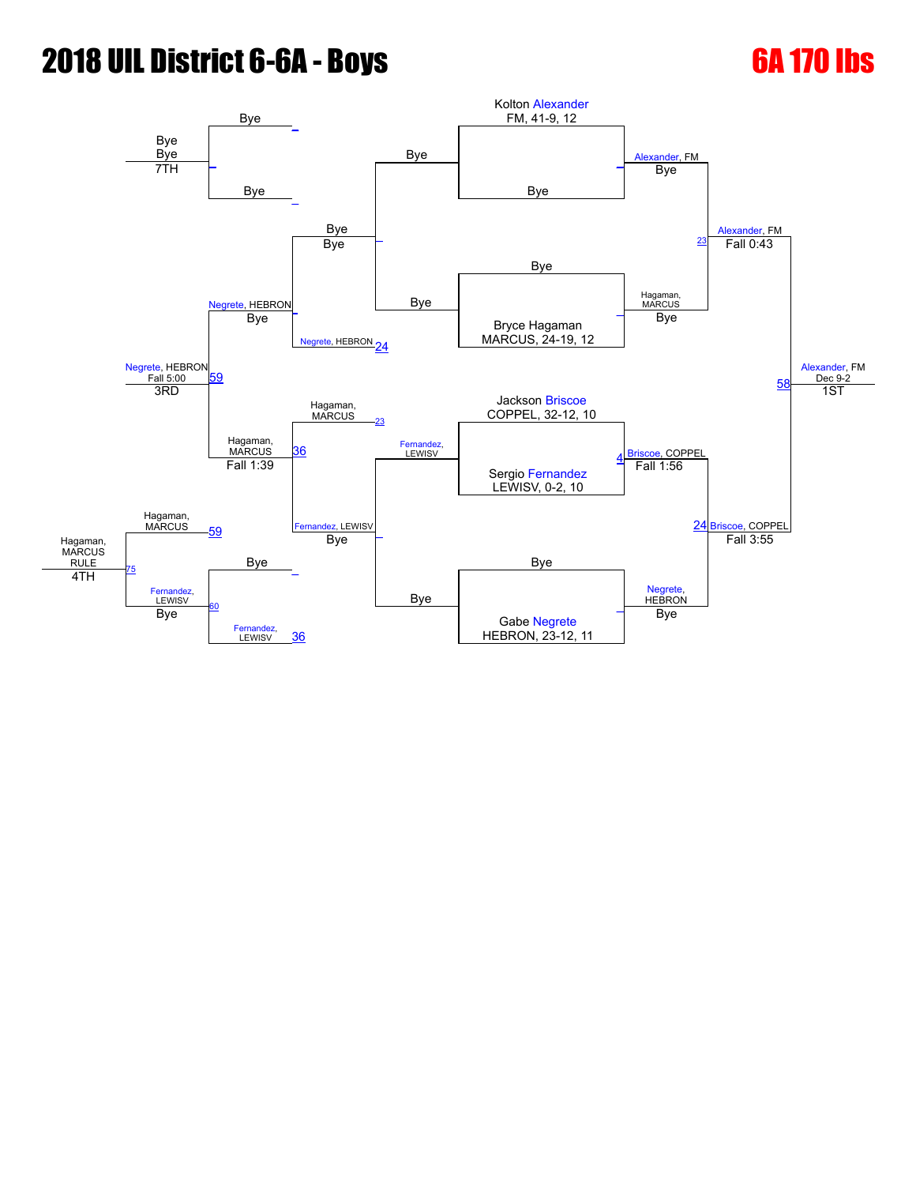# 2018 UIL District 6-6A - Boys

## 6A 170 lbs

### Championship Bracket

**Seeds / Entries**
- Kolton Alexander — FM, 41-9, 12
- Bye
- Bye
- Bryce Hagaman — MARCUS, 24-19, 12
- Jackson Briscoe — COPPEL, 32-12, 10
- Sergio Fernandez — LEWISV, 0-2, 10
- Bye
- Gabe Negrete — HEBRON, 23-12, 11

**Quarterfinals**
- Alexander, FM — Bye
- Hagaman, MARCUS — Bye
- Briscoe, COPPEL — Fall 1:56 (4)
- Negrete, HEBRON — Bye

**Semifinals**
- Alexander, FM — Fall 0:43 (23)
- Briscoe, COPPEL — Fall 3:55 (24)

**Final**
- Alexander, FM — Dec 9-2 (58) — 1ST

### Consolation Bracket

- Bye / Bye — Bye
- Bye / Bye — Bye
- Negrete, HEBRON — Bye
- Negrete, HEBRON (24)
- Hagaman, MARCUS (23)
- Fernandez, LEWISV
- Fernandez, LEWISV — Bye
- Bye
- Fernandez, LEWISV (36)
- Hagaman, MARCUS — Fall 1:39 (36)
- Negrete, HEBRON — Fall 5:00 (59) — 3RD
- Hagaman, MARCUS (59)
- Fernandez, LEWISV — Bye (60)
- Bye / Bye — 7TH
- Hagaman, MARCUS — RULE (75) — 4TH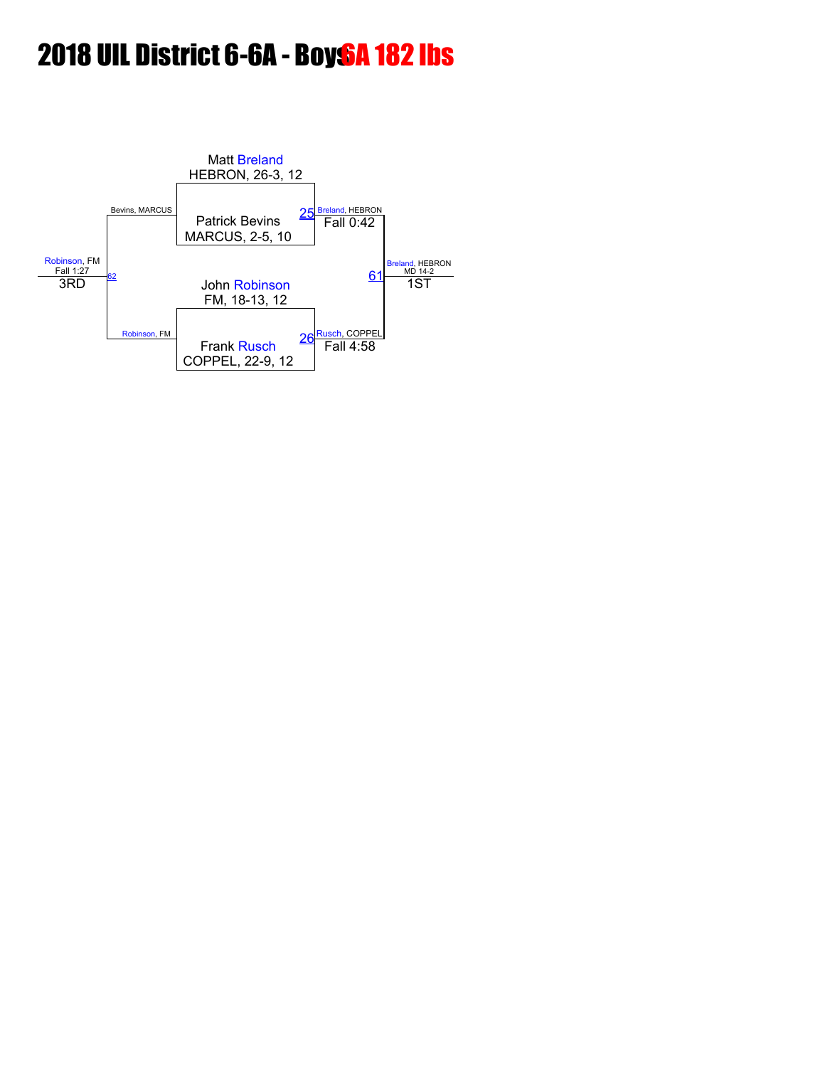# 2018 UIL District 6-6A - Boys 6A 182 lbs

**Bracket**

- Matt Breland, HEBRON, 26-3, 12
- Patrick Bevins, MARCUS, 2-5, 10
- John Robinson, FM, 18-13, 12
- Frank Rusch, COPPEL, 22-9, 12

**Match 25:** Breland, HEBRON — Fall 0:42

**Match 26:** Rusch, COPPEL — Fall 4:58

**Match 61:** Breland, HEBRON — MD 14-2 — 1ST

**Match 62:** Bevins, MARCUS vs Robinson, FM — Robinson, FM — Fall 1:27 — 3RD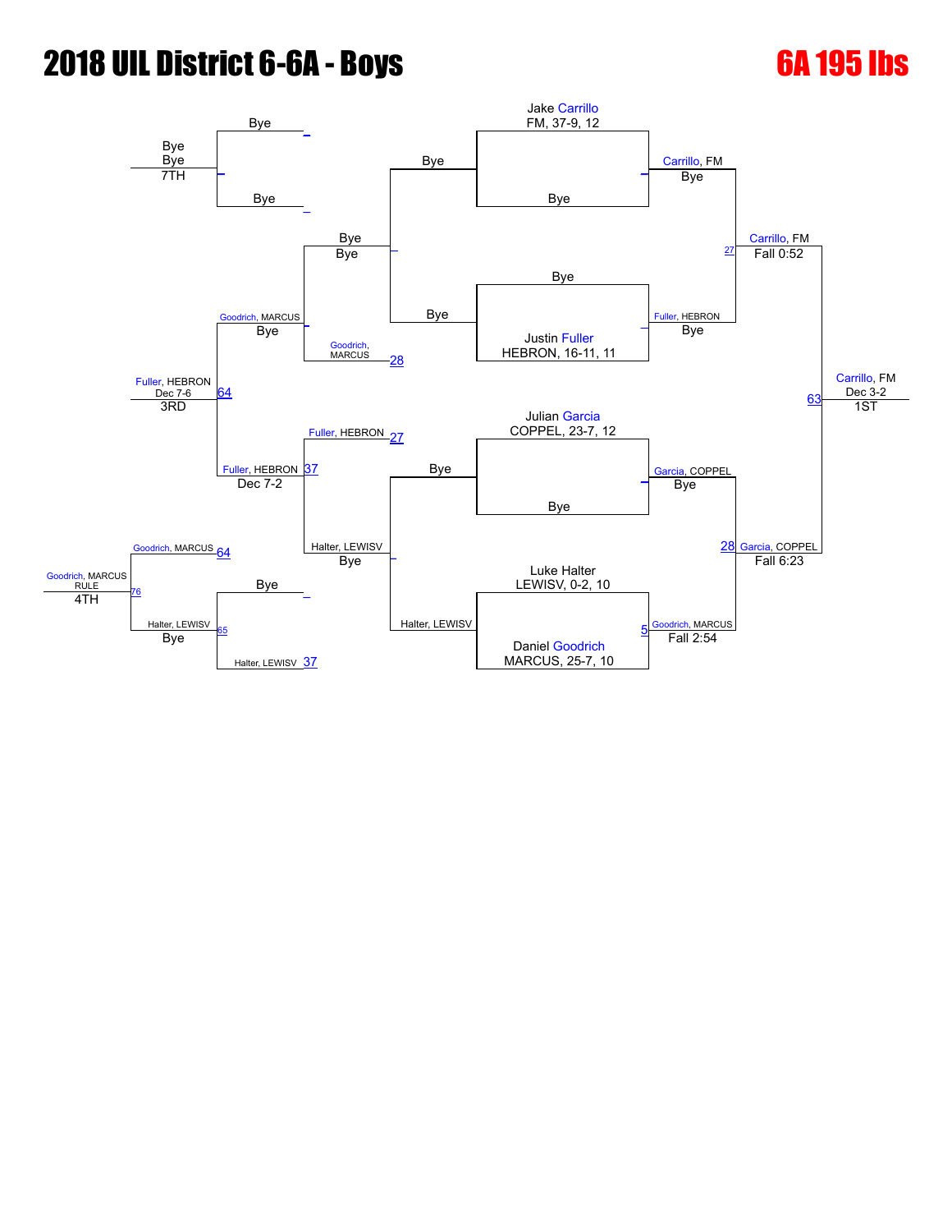# 2018 UIL District 6-6A - Boys

## 6A 195 lbs

**Championship Bracket**

- Jake Carrillo, FM, 37-9, 12 — Bye
- Justin Fuller, HEBRON, 16-11, 11 — Bye
- Julian Garcia, COPPEL, 23-7, 12 — Bye
- Luke Halter, LEWISV, 0-2, 10 vs. Daniel Goodrich, MARCUS, 25-7, 10

Round 1:
- Carrillo, FM — Bye
- Fuller, HEBRON — Bye
- Garcia, COPPEL — Bye
- Goodrich, MARCUS — Fall 2:54

Semifinals:
- Carrillo, FM — Fall 0:52
- Garcia, COPPEL — Fall 6:23

Final:
- Carrillo, FM — Dec 3-2 — 1ST

**Consolation Bracket**

- Bye / Bye — Bye vs. Bye
- Goodrich, MARCUS — Bye
- Fuller, HEBRON — Dec 7-2
- Halter, LEWISV — Bye
- Halter, LEWISV — Bye

3rd Place: Fuller, HEBRON — Dec 7-6 — 3RD

4th/5th: Goodrich, MARCUS — RULE — 4TH

7th: Bye — Bye — 7TH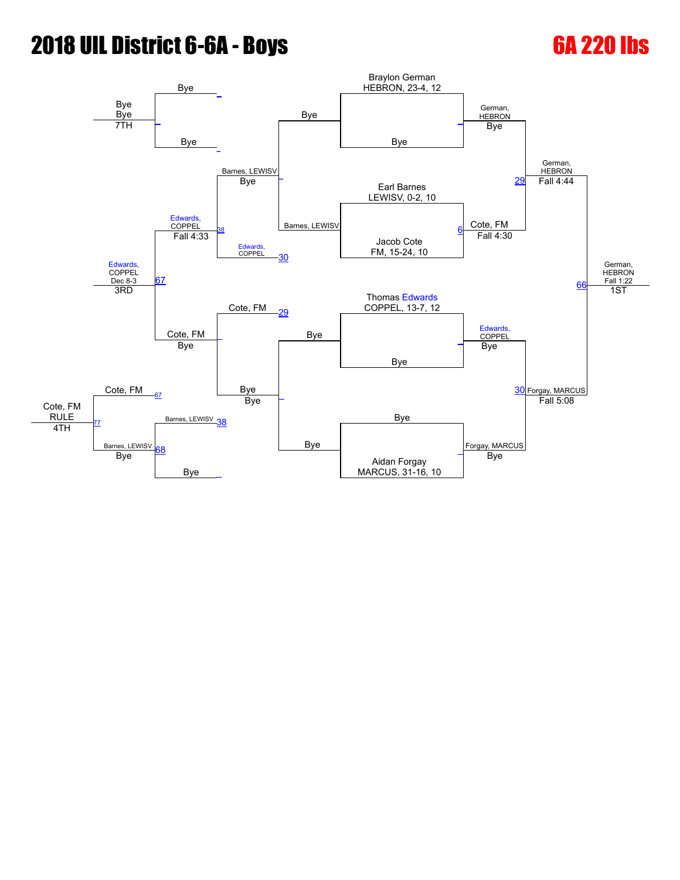# 2018 UIL District 6-6A - Boys

# 6A 220 lbs

## Championship Bracket

**First Round**
- Braylon German (HEBRON, 23-4, 12) vs. Bye — German, HEBRON (Bye)
- Earl Barnes (LEWISV, 0-2, 10) vs. Jacob Cote (FM, 15-24, 10) — Cote, FM (Fall 4:30)
- Thomas Edwards (COPPEL, 13-7, 12) vs. Bye — Edwards, COPPEL (Bye)
- Bye vs. Aidan Forgay (MARCUS, 31-16, 10) — Forgay, MARCUS (Bye)

**Semifinals**
- German, HEBRON vs. Cote, FM — German, HEBRON (Fall 4:44)
- Edwards, COPPEL vs. Forgay, MARCUS — Forgay, MARCUS (Fall 5:08)

**Final**
- German, HEBRON vs. Forgay, MARCUS — German, HEBRON (Fall 1:22) — 1ST

## Consolation Bracket

**Consolation Round 1**
- Bye vs. Barnes, LEWISV — Barnes, LEWISV (Bye)
- Bye vs. Bye — Bye

**Consolation Round 2**
- Barnes, LEWISV vs. Edwards, COPPEL — Edwards, COPPEL
- Cote, FM vs. Bye — Cote, FM (Bye)

**Consolation Semifinals**
- Edwards, COPPEL — Edwards, COPPEL (Fall 4:33)
- Cote, FM — Cote, FM (Bye)

**3rd Place**
- Edwards, COPPEL vs. Cote, FM — Edwards, COPPEL (Dec 8-3) — 3RD

**4th Place**
- Cote, FM vs. Barnes, LEWISV — Cote, FM (RULE) — 4TH

**7th Place**
- Bye vs. Bye — Bye — 7TH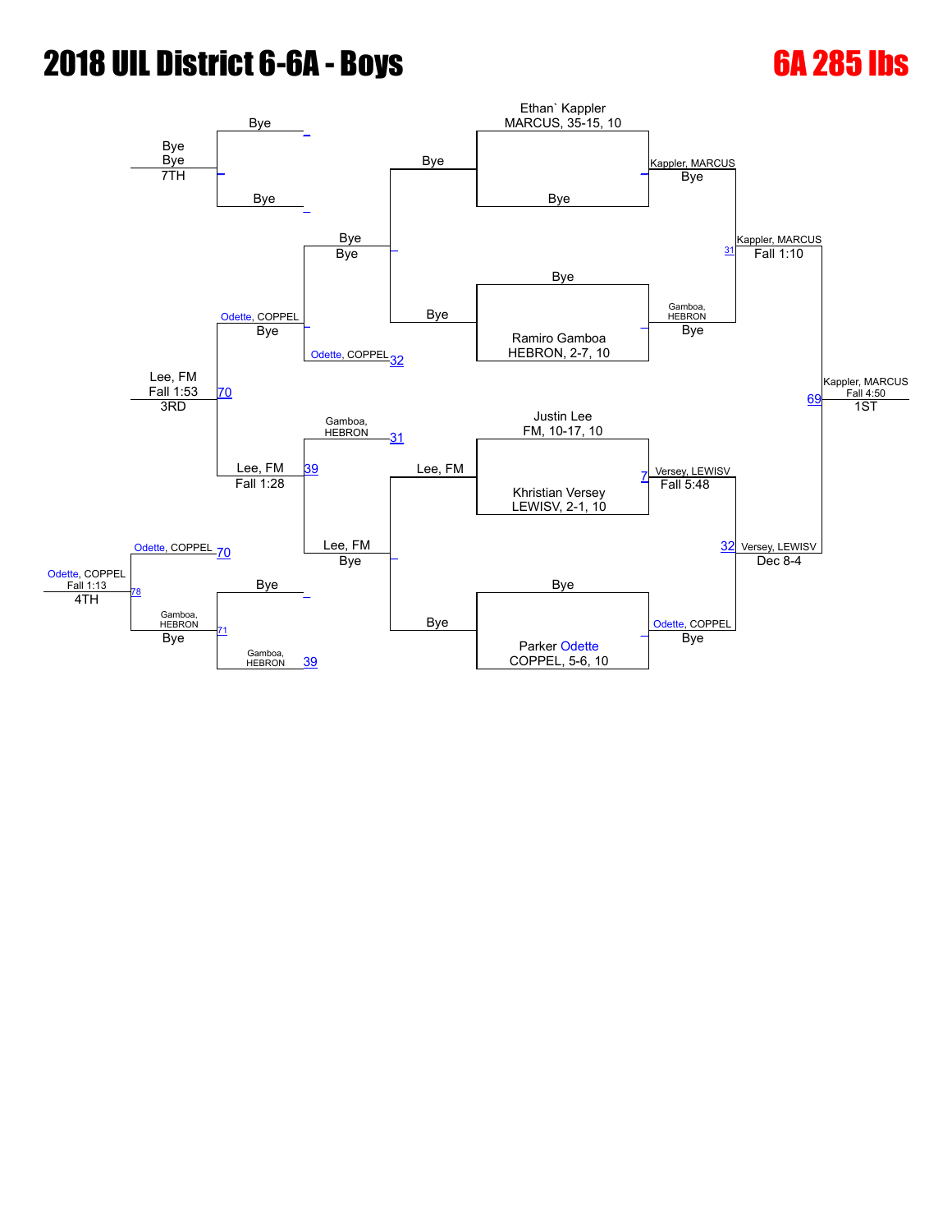# 2018 UIL District 6-6A - Boys

## 6A 285 lbs

Ethan` Kappler
MARCUS, 35-15, 10

Bye

Bye

Ramiro Gamboa
HEBRON, 2-7, 10

Justin Lee
FM, 10-17, 10

Khristian Versey
LEWISV, 2-1, 10

Bye

Parker Odette
COPPEL, 5-6, 10

Kappler, MARCUS
Bye

Gamboa, HEBRON
Bye

Versey, LEWISV 7
Fall 5:48

Odette, COPPEL
Bye

Kappler, MARCUS 31
Fall 1:10

Versey, LEWISV 32
Dec 8-4

Kappler, MARCUS 69
Fall 4:50
1ST

Bye
Bye

Lee, FM
Bye

Bye
Bye

Odette, COPPEL 32

Gamboa, HEBRON 31

Lee, FM 39
Fall 1:28

Odette, COPPEL
Bye

Lee, FM 70
Fall 1:53
3RD

Bye
Bye
7TH

Bye

Bye

Odette, COPPEL 70

Bye

Gamboa, HEBRON 39

Gamboa, HEBRON 71
Bye

Odette, COPPEL 78
Fall 1:13
4TH